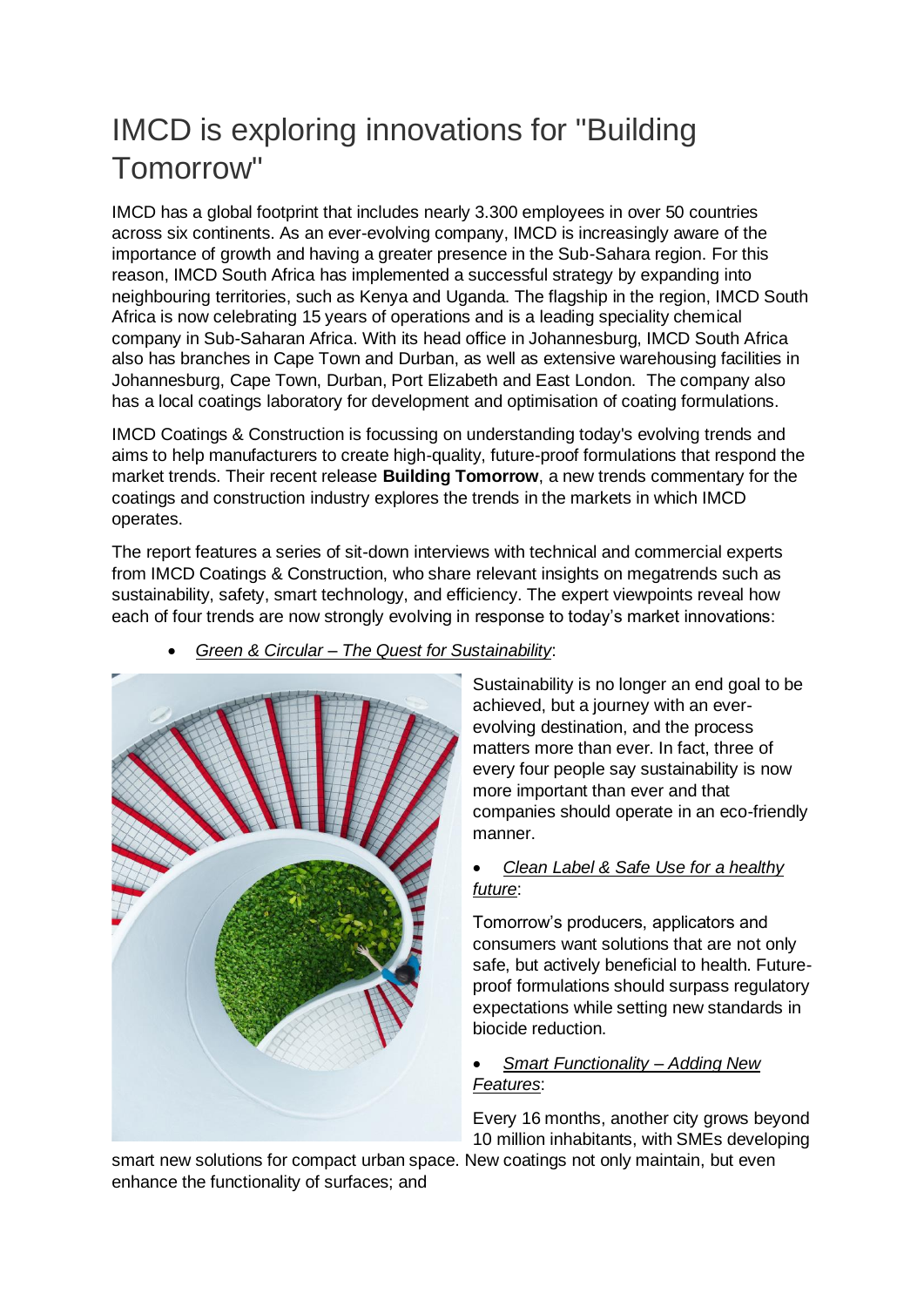# IMCD is exploring innovations for "Building Tomorrow"

IMCD has a global footprint that includes nearly 3.300 employees in over 50 countries across six continents. As an ever-evolving company, IMCD is increasingly aware of the importance of growth and having a greater presence in the Sub-Sahara region. For this reason, IMCD South Africa has implemented a successful strategy by expanding into neighbouring territories, such as Kenya and Uganda. The flagship in the region, IMCD South Africa is now celebrating 15 years of operations and is a leading speciality chemical company in Sub-Saharan Africa. With its head office in Johannesburg, IMCD South Africa also has branches in Cape Town and Durban, as well as extensive warehousing facilities in Johannesburg, Cape Town, Durban, Port Elizabeth and East London. The company also has a local coatings laboratory for development and optimisation of coating formulations.

IMCD Coatings & Construction is focussing on understanding today's evolving trends and aims to help manufacturers to create high-quality, future-proof formulations that respond the market trends. Their recent release **Building Tomorrow**, a new trends commentary for the coatings and construction industry explores the trends in the markets in which IMCD operates.

The report features a series of sit-down interviews with technical and commercial experts from IMCD Coatings & Construction, who share relevant insights on megatrends such as sustainability, safety, smart technology, and efficiency. The expert viewpoints reveal how each of four trends are now strongly evolving in response to today's market innovations:

- *Green & Circular – The Quest for Sustainability*:

Sustainability is no longer an end goal to be achieved, but a journey with an ever-evolving destination, and the process matters more than ever. In fact, three of every four people say sustainability is now more important than ever and that companies should operate in an eco-friendly manner.

- *Clean Label & Safe Use for a healthy future*:

Tomorrow's producers, applicators and consumers want solutions that are not only safe, but actively beneficial to health. Future-proof formulations should surpass regulatory expectations while setting new standards in biocide reduction.

- *Smart Functionality – Adding New Features*:

Every 16 months, another city grows beyond 10 million inhabitants, with SMEs developing smart new solutions for compact urban space. New coatings not only maintain, but even enhance the functionality of surfaces; and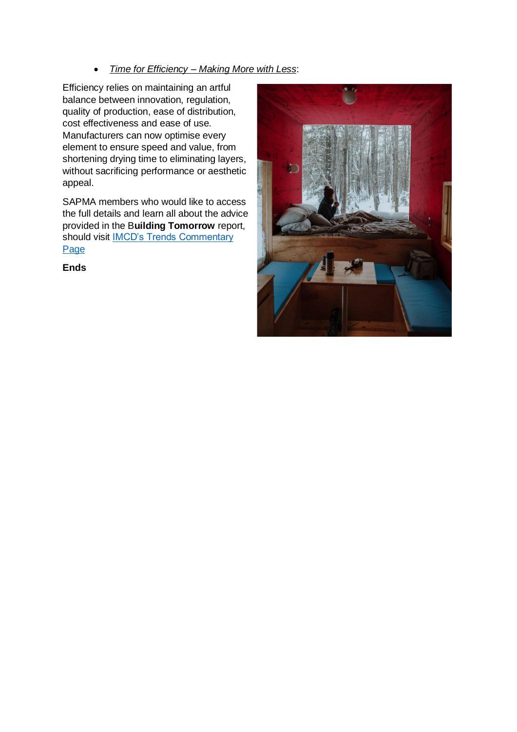- *Time for Efficiency – Making More with Less*:

Efficiency relies on maintaining an artful balance between innovation, regulation, quality of production, ease of distribution, cost effectiveness and ease of use. Manufacturers can now optimise every element to ensure speed and value, from shortening drying time to eliminating layers, without sacrificing performance or aesthetic appeal.

SAPMA members who would like to access the full details and learn all about the advice provided in the B**uilding Tomorrow** report, should visit [IMCD's Trends Commentary Page]

**Ends**